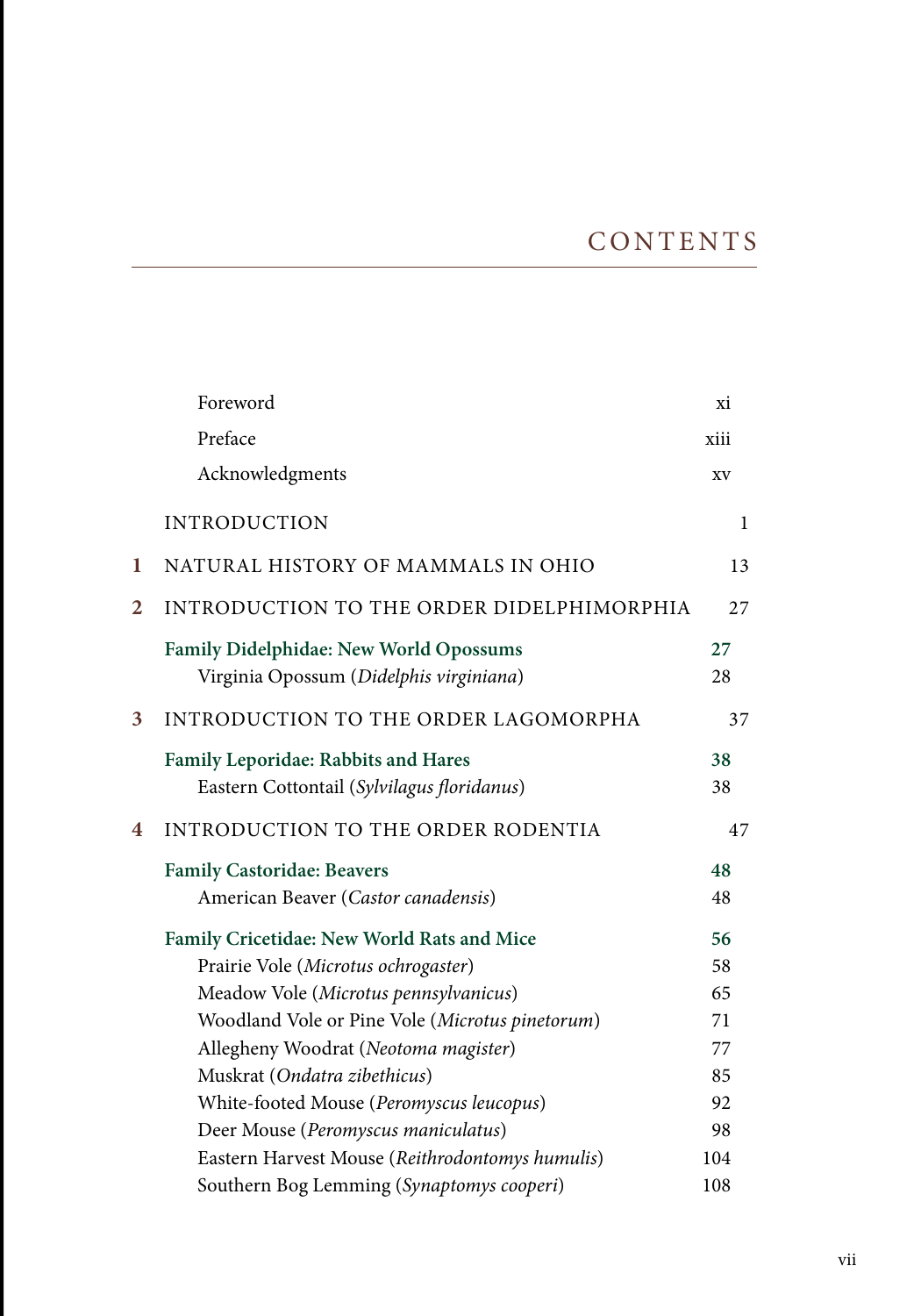# CONTENTS

| | | |
|---|---|---|
| | Foreword | xi |
| | Preface | xiii |
| | Acknowledgments | xv |
| | INTRODUCTION | 1 |
| **1** | NATURAL HISTORY OF MAMMALS IN OHIO | 13 |
| **2** | INTRODUCTION TO THE ORDER DIDELPHIMORPHIA | 27 |
| | **Family Didelphidae: New World Opossums** | **27** |
| | Virginia Opossum (*Didelphis virginiana*) | 28 |
| **3** | INTRODUCTION TO THE ORDER LAGOMORPHA | 37 |
| | **Family Leporidae: Rabbits and Hares** | **38** |
| | Eastern Cottontail (*Sylvilagus floridanus*) | 38 |
| **4** | INTRODUCTION TO THE ORDER RODENTIA | 47 |
| | **Family Castoridae: Beavers** | **48** |
| | American Beaver (*Castor canadensis*) | 48 |
| | **Family Cricetidae: New World Rats and Mice** | **56** |
| | Prairie Vole (*Microtus ochrogaster*) | 58 |
| | Meadow Vole (*Microtus pennsylvanicus*) | 65 |
| | Woodland Vole or Pine Vole (*Microtus pinetorum*) | 71 |
| | Allegheny Woodrat (*Neotoma magister*) | 77 |
| | Muskrat (*Ondatra zibethicus*) | 85 |
| | White-footed Mouse (*Peromyscus leucopus*) | 92 |
| | Deer Mouse (*Peromyscus maniculatus*) | 98 |
| | Eastern Harvest Mouse (*Reithrodontomys humulis*) | 104 |
| | Southern Bog Lemming (*Synaptomys cooperi*) | 108 |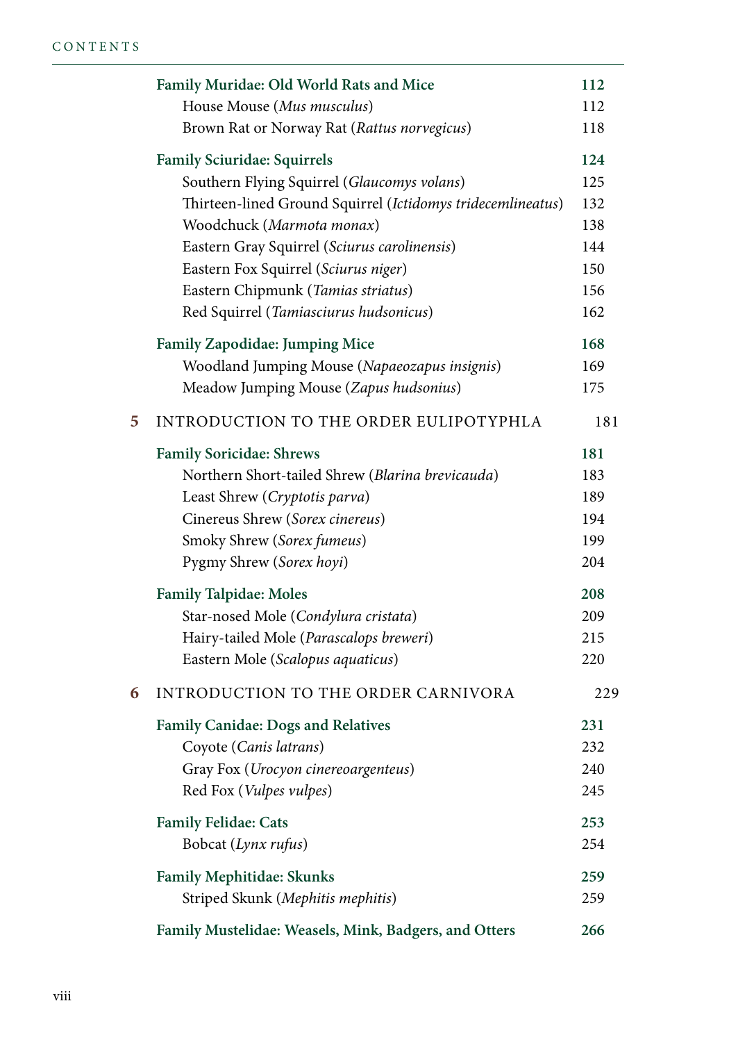| | | |
|---|---|---|
| | **Family Muridae: Old World Rats and Mice** | **112** |
| | House Mouse (*Mus musculus*) | 112 |
| | Brown Rat or Norway Rat (*Rattus norvegicus*) | 118 |
| | **Family Sciuridae: Squirrels** | **124** |
| | Southern Flying Squirrel (*Glaucomys volans*) | 125 |
| | Thirteen-lined Ground Squirrel (*Ictidomys tridecemlineatus*) | 132 |
| | Woodchuck (*Marmota monax*) | 138 |
| | Eastern Gray Squirrel (*Sciurus carolinensis*) | 144 |
| | Eastern Fox Squirrel (*Sciurus niger*) | 150 |
| | Eastern Chipmunk (*Tamias striatus*) | 156 |
| | Red Squirrel (*Tamiasciurus hudsonicus*) | 162 |
| | **Family Zapodidae: Jumping Mice** | **168** |
| | Woodland Jumping Mouse (*Napaeozapus insignis*) | 169 |
| | Meadow Jumping Mouse (*Zapus hudsonius*) | 175 |
| **5** | INTRODUCTION TO THE ORDER EULIPOTYPHLA | 181 |
| | **Family Soricidae: Shrews** | **181** |
| | Northern Short-tailed Shrew (*Blarina brevicauda*) | 183 |
| | Least Shrew (*Cryptotis parva*) | 189 |
| | Cinereus Shrew (*Sorex cinereus*) | 194 |
| | Smoky Shrew (*Sorex fumeus*) | 199 |
| | Pygmy Shrew (*Sorex hoyi*) | 204 |
| | **Family Talpidae: Moles** | **208** |
| | Star-nosed Mole (*Condylura cristata*) | 209 |
| | Hairy-tailed Mole (*Parascalops breweri*) | 215 |
| | Eastern Mole (*Scalopus aquaticus*) | 220 |
| **6** | INTRODUCTION TO THE ORDER CARNIVORA | 229 |
| | **Family Canidae: Dogs and Relatives** | **231** |
| | Coyote (*Canis latrans*) | 232 |
| | Gray Fox (*Urocyon cinereoargenteus*) | 240 |
| | Red Fox (*Vulpes vulpes*) | 245 |
| | **Family Felidae: Cats** | **253** |
| | Bobcat (*Lynx rufus*) | 254 |
| | **Family Mephitidae: Skunks** | **259** |
| | Striped Skunk (*Mephitis mephitis*) | 259 |
| | **Family Mustelidae: Weasels, Mink, Badgers, and Otters** | **266** |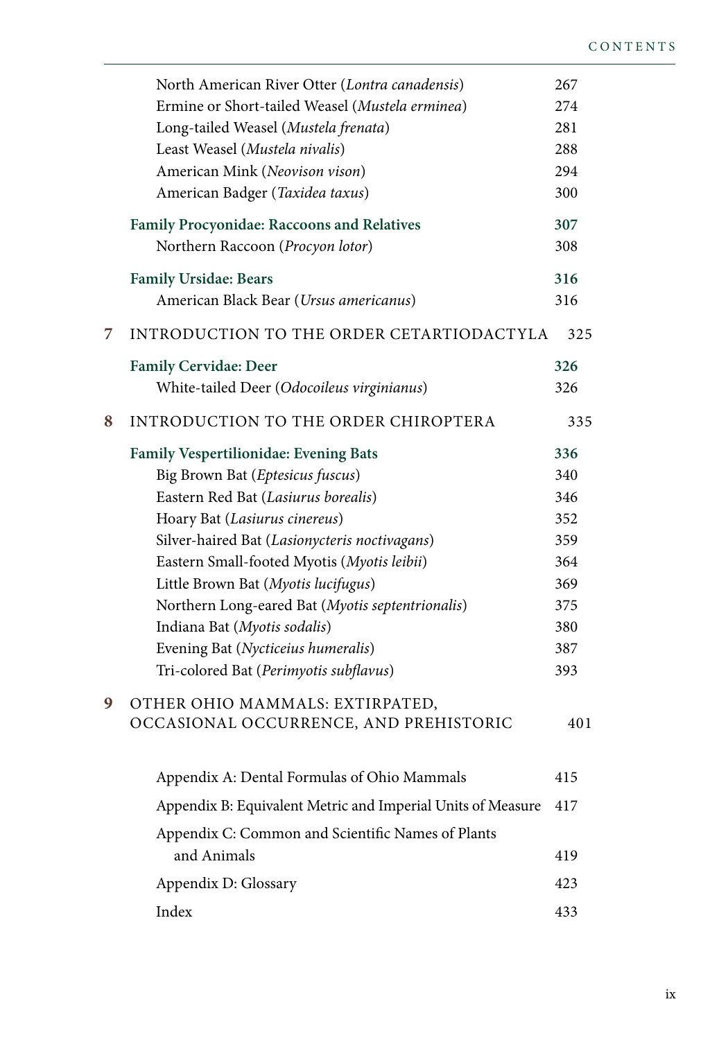North American River Otter (*Lontra canadensis*) 267
Ermine or Short-tailed Weasel (*Mustela erminea*) 274
Long-tailed Weasel (*Mustela frenata*) 281
Least Weasel (*Mustela nivalis*) 288
American Mink (*Neovison vison*) 294
American Badger (*Taxidea taxus*) 300

**Family Procyonidae: Raccoons and Relatives 307**

Northern Raccoon (*Procyon lotor*) 308

**Family Ursidae: Bears 316**

American Black Bear (*Ursus americanus*) 316

**7** INTRODUCTION TO THE ORDER CETARTIODACTYLA 325

**Family Cervidae: Deer 326**

White-tailed Deer (*Odocoileus virginianus*) 326

**8** INTRODUCTION TO THE ORDER CHIROPTERA 335

**Family Vespertilionidae: Evening Bats 336**

Big Brown Bat (*Eptesicus fuscus*) 340
Eastern Red Bat (*Lasiurus borealis*) 346
Hoary Bat (*Lasiurus cinereus*) 352
Silver-haired Bat (*Lasionycteris noctivagans*) 359
Eastern Small-footed Myotis (*Myotis leibii*) 364
Little Brown Bat (*Myotis lucifugus*) 369
Northern Long-eared Bat (*Myotis septentrionalis*) 375
Indiana Bat (*Myotis sodalis*) 380
Evening Bat (*Nycticeius humeralis*) 387
Tri-colored Bat (*Perimyotis subflavus*) 393

**9** OTHER OHIO MAMMALS: EXTIRPATED, OCCASIONAL OCCURRENCE, AND PREHISTORIC 401

Appendix A: Dental Formulas of Ohio Mammals 415

Appendix B: Equivalent Metric and Imperial Units of Measure 417

Appendix C: Common and Scientific Names of Plants and Animals 419

Appendix D: Glossary 423

Index 433